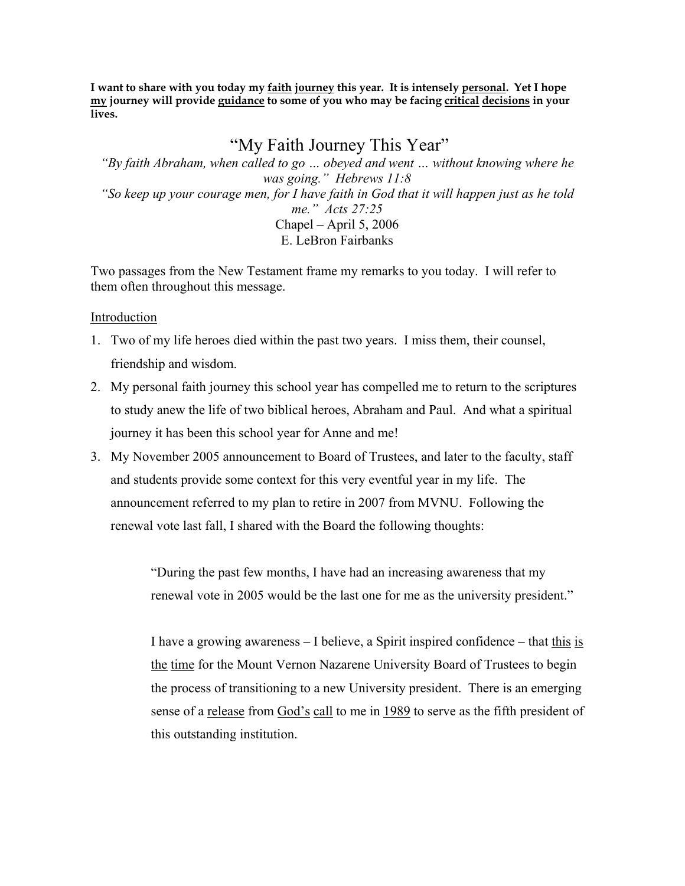**I want to share with you today my <u>faith</u> <u>journey</u> this year. It is intensely <u>personal</u>. Yet I hope <u>my</u> journey will provide <u>guidance</u> to some of you who may be facing <u>critical</u> <u>decisions</u> in your lives.**

# "My Faith Journey This Year"

*"By faith Abraham, when called to go … obeyed and went … without knowing where he was going." Hebrews 11:8*

*"So keep up your courage men, for I have faith in God that it will happen just as he told me." Acts 27:25*

Chapel – April 5, 2006

E. LeBron Fairbanks

Two passages from the New Testament frame my remarks to you today. I will refer to them often throughout this message.

<u>Introduction</u>

1. Two of my life heroes died within the past two years. I miss them, their counsel, friendship and wisdom.
2. My personal faith journey this school year has compelled me to return to the scriptures to study anew the life of two biblical heroes, Abraham and Paul. And what a spiritual journey it has been this school year for Anne and me!
3. My November 2005 announcement to Board of Trustees, and later to the faculty, staff and students provide some context for this very eventful year in my life. The announcement referred to my plan to retire in 2007 from MVNU. Following the renewal vote last fall, I shared with the Board the following thoughts:

    > "During the past few months, I have had an increasing awareness that my renewal vote in 2005 would be the last one for me as the university president."
    >
    > I have a growing awareness – I believe, a Spirit inspired confidence – that <u>this</u> <u>is</u> <u>the</u> <u>time</u> for the Mount Vernon Nazarene University Board of Trustees to begin the process of transitioning to a new University president. There is an emerging sense of a <u>release</u> from <u>God's</u> <u>call</u> to me in <u>1989</u> to serve as the fifth president of this outstanding institution.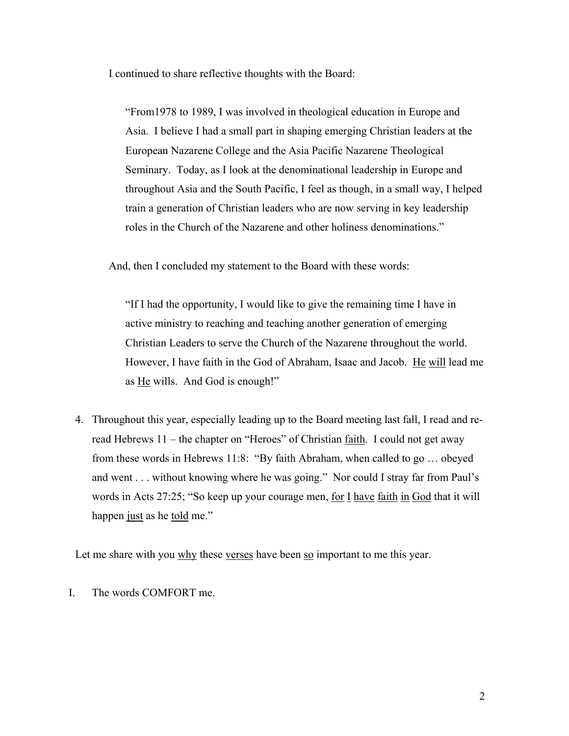I continued to share reflective thoughts with the Board:

> "From1978 to 1989, I was involved in theological education in Europe and Asia. I believe I had a small part in shaping emerging Christian leaders at the European Nazarene College and the Asia Pacific Nazarene Theological Seminary. Today, as I look at the denominational leadership in Europe and throughout Asia and the South Pacific, I feel as though, in a small way, I helped train a generation of Christian leaders who are now serving in key leadership roles in the Church of the Nazarene and other holiness denominations."

And, then I concluded my statement to the Board with these words:

> "If I had the opportunity, I would like to give the remaining time I have in active ministry to reaching and teaching another generation of emerging Christian Leaders to serve the Church of the Nazarene throughout the world. However, I have faith in the God of Abraham, Isaac and Jacob. <u>He</u> <u>will</u> lead me as <u>He</u> wills. And God is enough!"

4. Throughout this year, especially leading up to the Board meeting last fall, I read and re-read Hebrews 11 – the chapter on "Heroes" of Christian <u>faith</u>. I could not get away from these words in Hebrews 11:8: "By faith Abraham, when called to go … obeyed and went . . . without knowing where he was going." Nor could I stray far from Paul's words in Acts 27:25; "So keep up your courage men, <u>for</u> <u>I</u> <u>have</u> <u>faith</u> <u>in</u> <u>God</u> that it will happen <u>just</u> as he <u>told</u> me."

Let me share with you <u>why</u> these <u>verses</u> have been <u>so</u> important to me this year.

I. The words COMFORT me.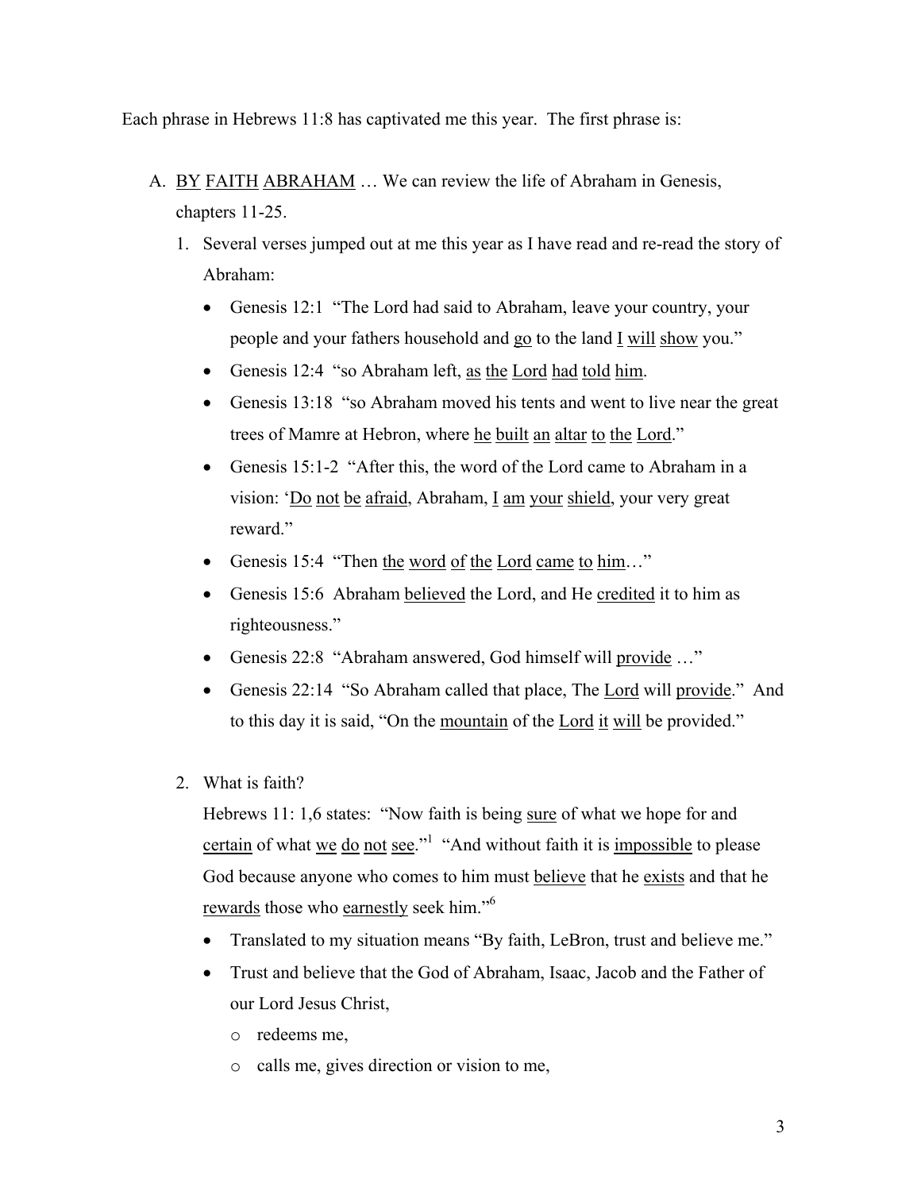Each phrase in Hebrews 11:8 has captivated me this year. The first phrase is:

A. BY FAITH ABRAHAM … We can review the life of Abraham in Genesis, chapters 11-25.

   1. Several verses jumped out at me this year as I have read and re-read the story of Abraham:

      - Genesis 12:1 "The Lord had said to Abraham, leave your country, your people and your fathers household and go to the land I will show you."
      - Genesis 12:4 "so Abraham left, as the Lord had told him.
      - Genesis 13:18 "so Abraham moved his tents and went to live near the great trees of Mamre at Hebron, where he built an altar to the Lord."
      - Genesis 15:1-2 "After this, the word of the Lord came to Abraham in a vision: 'Do not be afraid, Abraham, I am your shield, your very great reward."
      - Genesis 15:4 "Then the word of the Lord came to him…"
      - Genesis 15:6 Abraham believed the Lord, and He credited it to him as righteousness."
      - Genesis 22:8 "Abraham answered, God himself will provide …"
      - Genesis 22:14 "So Abraham called that place, The Lord will provide." And to this day it is said, "On the mountain of the Lord it will be provided."

   2. What is faith?

      Hebrews 11: 1,6 states: "Now faith is being sure of what we hope for and certain of what we do not see."[1] "And without faith it is impossible to please God because anyone who comes to him must believe that he exists and that he rewards those who earnestly seek him."[6]

      - Translated to my situation means "By faith, LeBron, trust and believe me."
      - Trust and believe that the God of Abraham, Isaac, Jacob and the Father of our Lord Jesus Christ,
        - redeems me,
        - calls me, gives direction or vision to me,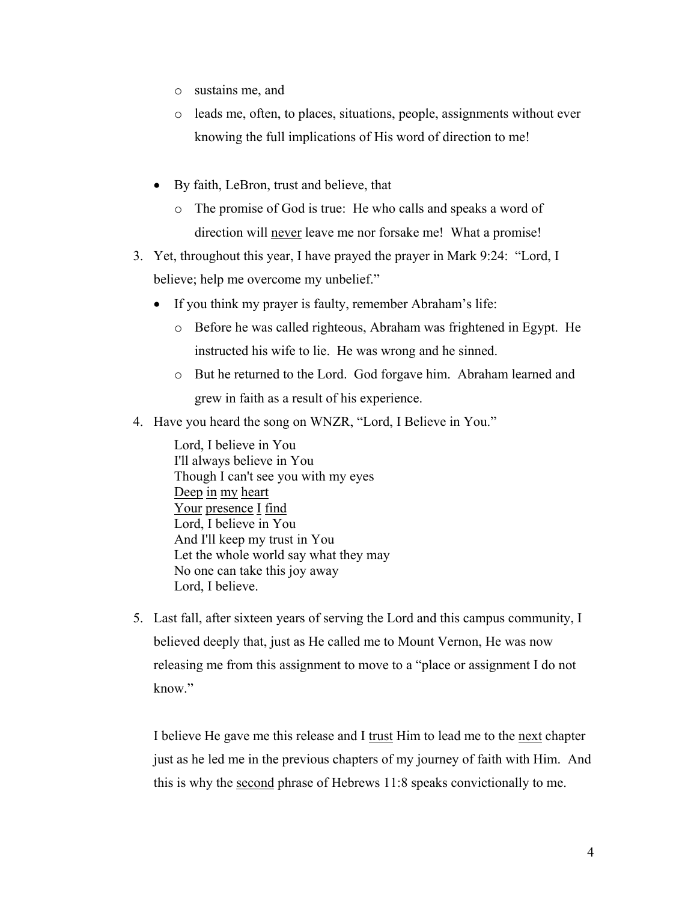- sustains me, and
  - leads me, often, to places, situations, people, assignments without ever knowing the full implications of His word of direction to me!

- By faith, LeBron, trust and believe, that
  - The promise of God is true: He who calls and speaks a word of direction will <u>never</u> leave me nor forsake me! What a promise!

3. Yet, throughout this year, I have prayed the prayer in Mark 9:24: "Lord, I believe; help me overcome my unbelief."
   - If you think my prayer is faulty, remember Abraham's life:
     - Before he was called righteous, Abraham was frightened in Egypt. He instructed his wife to lie. He was wrong and he sinned.
     - But he returned to the Lord. God forgave him. Abraham learned and grew in faith as a result of his experience.
4. Have you heard the song on WNZR, "Lord, I Believe in You."

   Lord, I believe in You
   I'll always believe in You
   Though I can't see you with my eyes
   <u>Deep</u> <u>in</u> <u>my</u> <u>heart</u>
   <u>Your</u> <u>presence</u> <u>I</u> <u>find</u>
   Lord, I believe in You
   And I'll keep my trust in You
   Let the whole world say what they may
   No one can take this joy away
   Lord, I believe.

5. Last fall, after sixteen years of serving the Lord and this campus community, I believed deeply that, just as He called me to Mount Vernon, He was now releasing me from this assignment to move to a "place or assignment I do not know."

   I believe He gave me this release and I <u>trust</u> Him to lead me to the <u>next</u> chapter just as he led me in the previous chapters of my journey of faith with Him. And this is why the <u>second</u> phrase of Hebrews 11:8 speaks convictionally to me.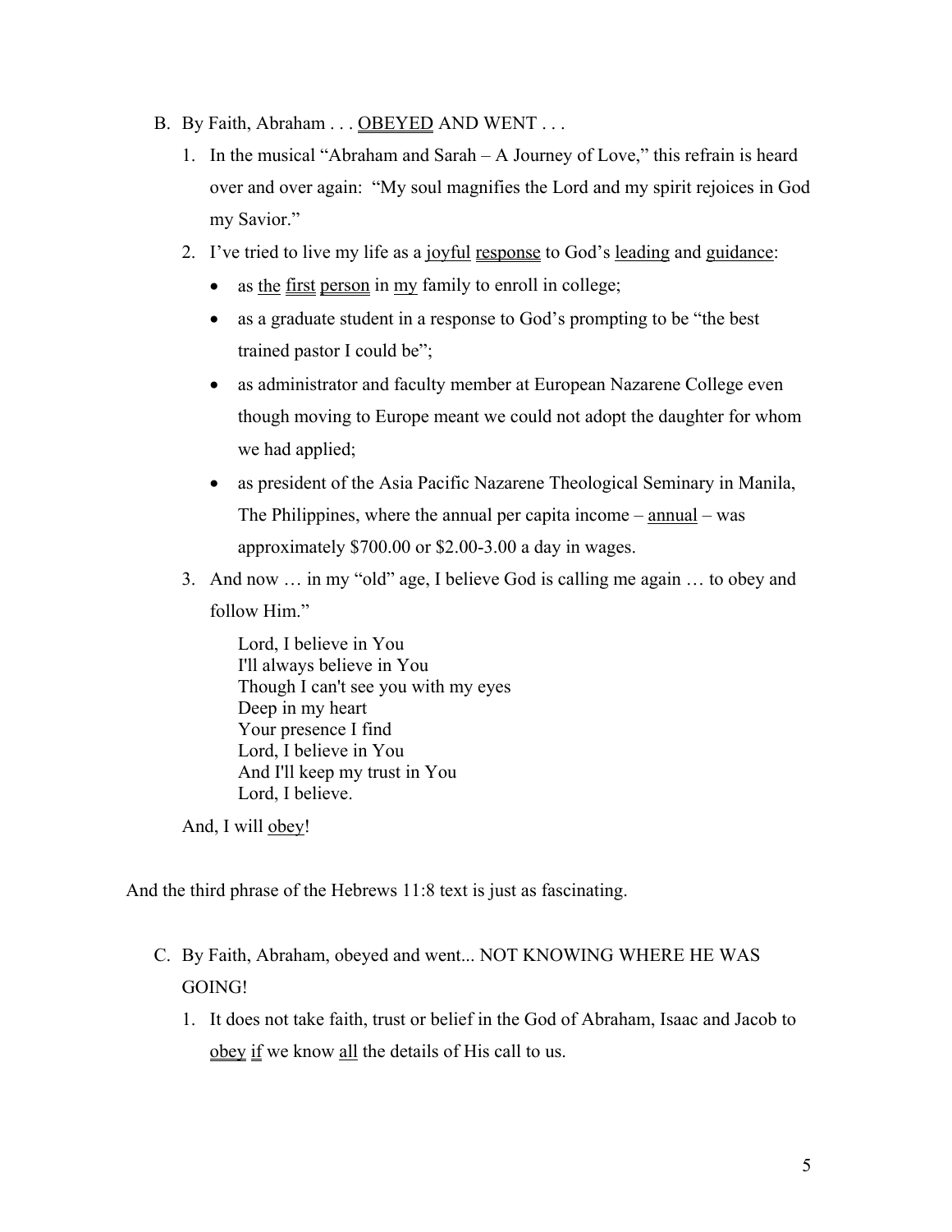B. By Faith, Abraham . . . <u>OBEYED</u> AND WENT . . .

1. In the musical "Abraham and Sarah – A Journey of Love," this refrain is heard over and over again: "My soul magnifies the Lord and my spirit rejoices in God my Savior."
2. I've tried to live my life as a <u>joyful</u> <u>response</u> to God's <u>leading</u> and <u>guidance</u>:
   - as <u>the</u> <u>first</u> <u>person</u> in <u>my</u> family to enroll in college;
   - as a graduate student in a response to God's prompting to be "the best trained pastor I could be";
   - as administrator and faculty member at European Nazarene College even though moving to Europe meant we could not adopt the daughter for whom we had applied;
   - as president of the Asia Pacific Nazarene Theological Seminary in Manila, The Philippines, where the annual per capita income – <u>annual</u> – was approximately $700.00 or $2.00-3.00 a day in wages.
3. And now … in my "old" age, I believe God is calling me again … to obey and follow Him."

   Lord, I believe in You  
   I'll always believe in You  
   Though I can't see you with my eyes  
   Deep in my heart  
   Your presence I find  
   Lord, I believe in You  
   And I'll keep my trust in You  
   Lord, I believe.

And, I will <u>obey</u>!

And the third phrase of the Hebrews 11:8 text is just as fascinating.

C. By Faith, Abraham, obeyed and went... NOT KNOWING WHERE HE WAS GOING!

1. It does not take faith, trust or belief in the God of Abraham, Isaac and Jacob to <u>obey</u> <u>if</u> we know <u>all</u> the details of His call to us.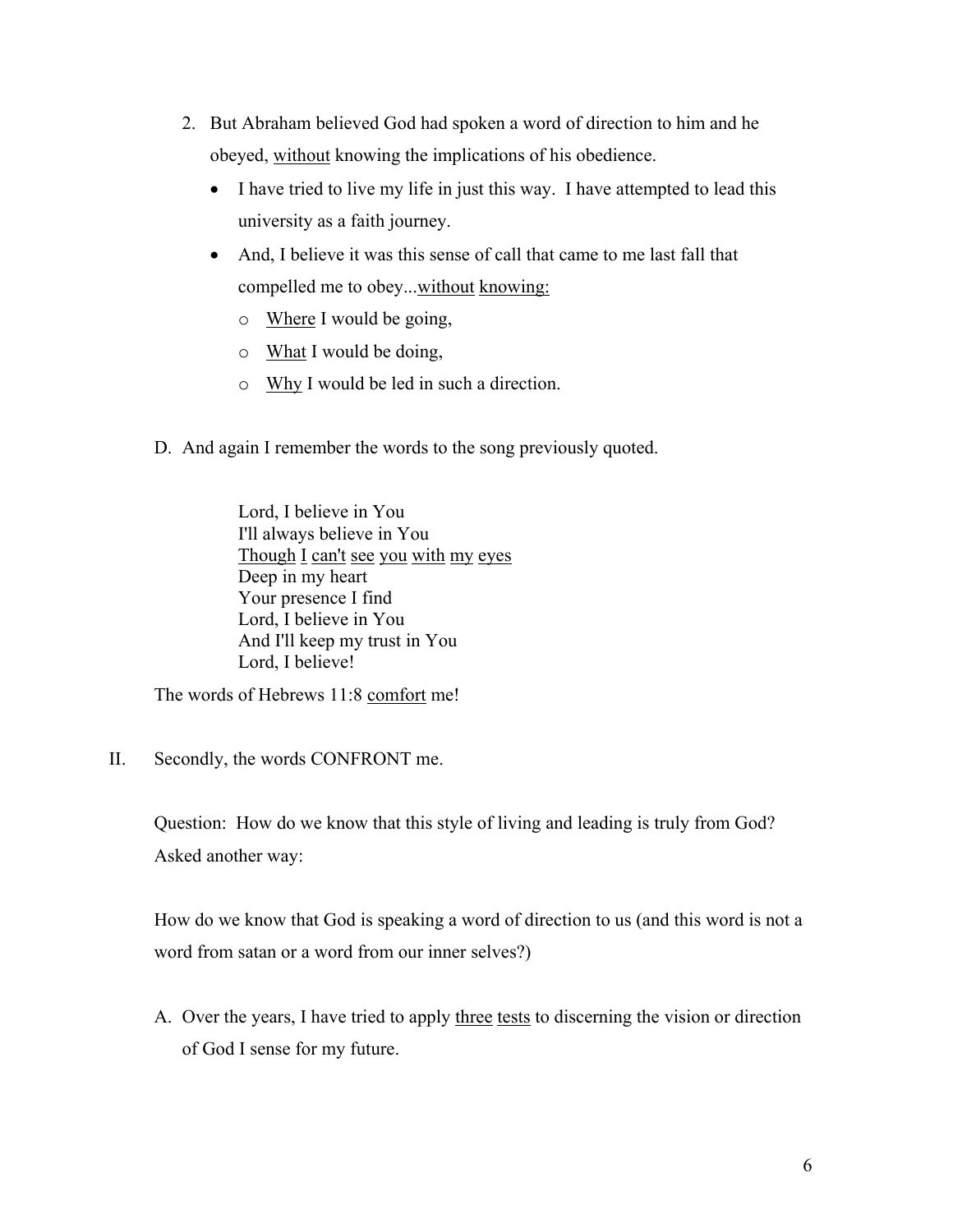2. But Abraham believed God had spoken a word of direction to him and he obeyed, <u>without</u> knowing the implications of his obedience.
   - I have tried to live my life in just this way. I have attempted to lead this university as a faith journey.
   - And, I believe it was this sense of call that came to me last fall that compelled me to obey...<u>without</u> <u>knowing:</u>
     - <u>Where</u> I would be going,
     - <u>What</u> I would be doing,
     - <u>Why</u> I would be led in such a direction.

D. And again I remember the words to the song previously quoted.

> Lord, I believe in You
> I'll always believe in You
> <u>Though</u> <u>I</u> <u>can't</u> <u>see</u> <u>you</u> <u>with</u> <u>my</u> <u>eyes</u>
> Deep in my heart
> Your presence I find
> Lord, I believe in You
> And I'll keep my trust in You
> Lord, I believe!

The words of Hebrews 11:8 <u>comfort</u> me!

II. Secondly, the words CONFRONT me.

Question: How do we know that this style of living and leading is truly from God? Asked another way:

How do we know that God is speaking a word of direction to us (and this word is not a word from satan or a word from our inner selves?)

A. Over the years, I have tried to apply <u>three</u> <u>tests</u> to discerning the vision or direction of God I sense for my future.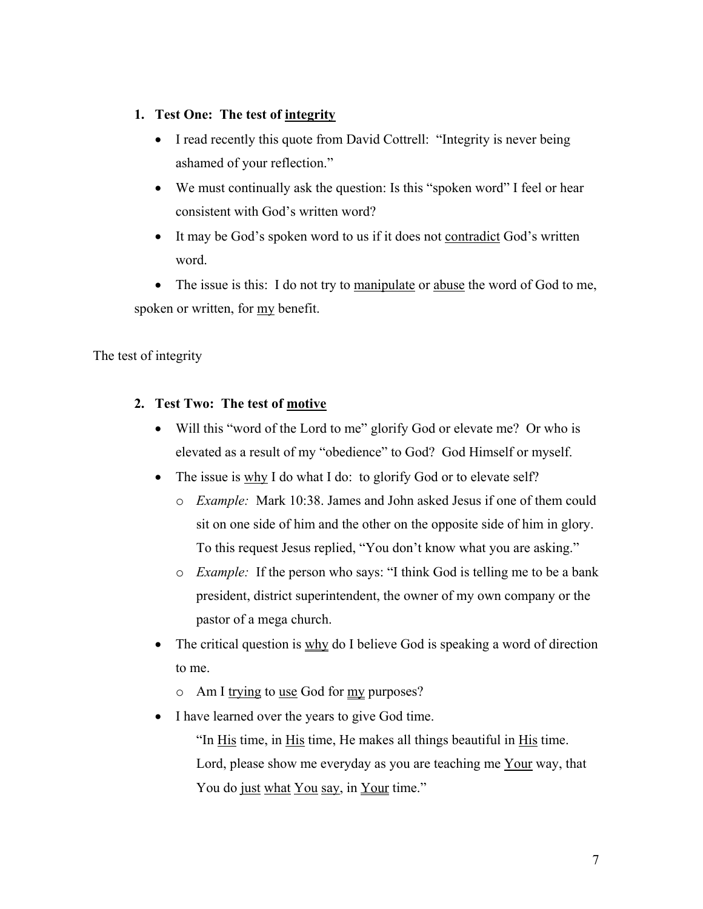1. **Test One: The test of <u>integrity</u>**
   - I read recently this quote from David Cottrell: "Integrity is never being ashamed of your reflection."
   - We must continually ask the question: Is this "spoken word" I feel or hear consistent with God's written word?
   - It may be God's spoken word to us if it does not <u>contradict</u> God's written word.
   - The issue is this: I do not try to <u>manipulate</u> or <u>abuse</u> the word of God to me, spoken or written, for <u>my</u> benefit.

The test of integrity

2. **Test Two: The test of <u>motive</u>**
   - Will this "word of the Lord to me" glorify God or elevate me? Or who is elevated as a result of my "obedience" to God? God Himself or myself.
   - The issue is <u>why</u> I do what I do: to glorify God or to elevate self?
     - *Example:* Mark 10:38. James and John asked Jesus if one of them could sit on one side of him and the other on the opposite side of him in glory. To this request Jesus replied, "You don't know what you are asking."
     - *Example:* If the person who says: "I think God is telling me to be a bank president, district superintendent, the owner of my own company or the pastor of a mega church.
   - The critical question is <u>why</u> do I believe God is speaking a word of direction to me.
     - Am I <u>trying</u> to <u>use</u> God for <u>my</u> purposes?
   - I have learned over the years to give God time.

     "In <u>His</u> time, in <u>His</u> time, He makes all things beautiful in <u>His</u> time. Lord, please show me everyday as you are teaching me <u>Your</u> way, that You do <u>just</u> <u>what</u> <u>You</u> <u>say</u>, in <u>Your</u> time."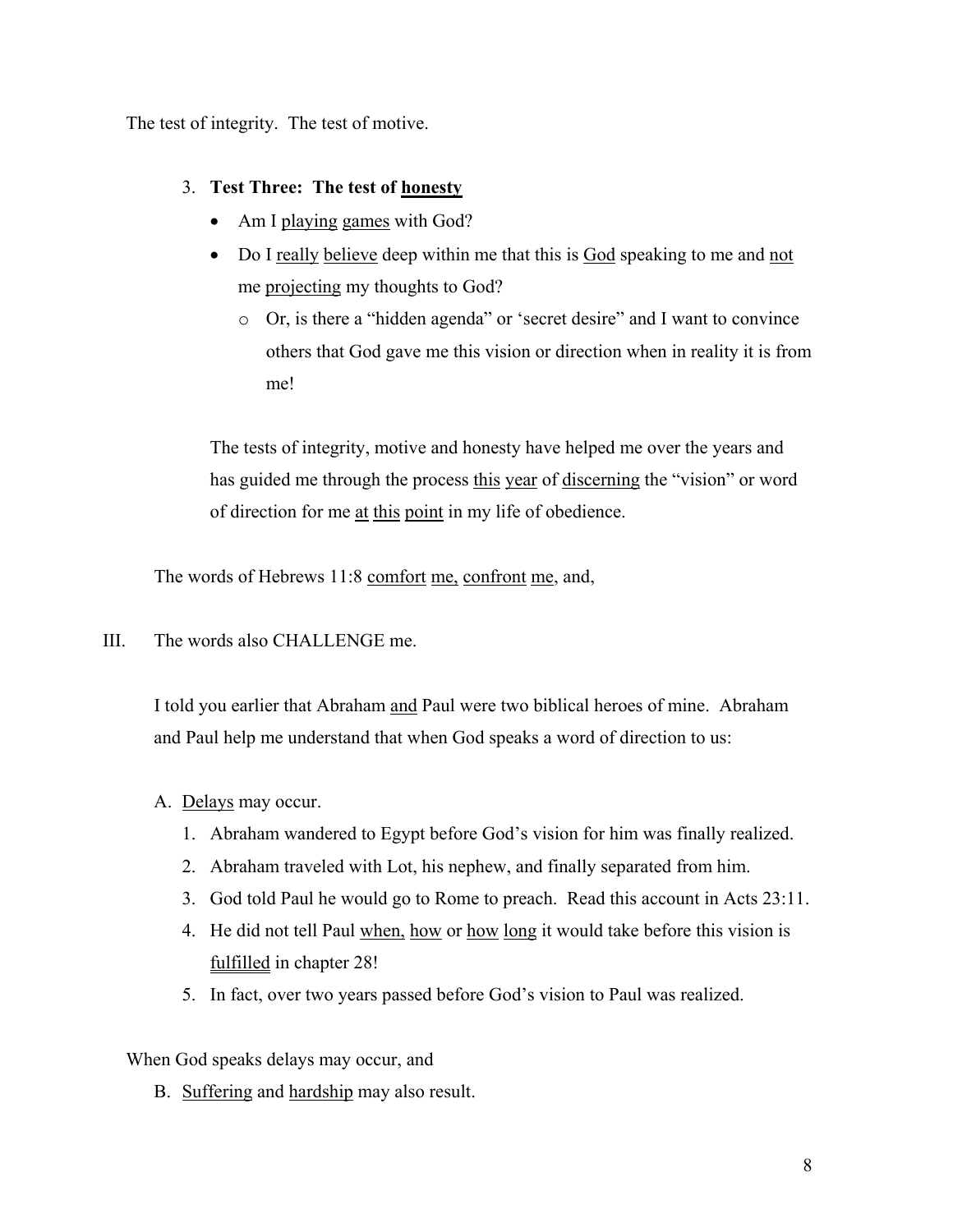The test of integrity. The test of motive.

3. **Test Three: The test of honesty**
   - Am I playing games with God?
   - Do I really believe deep within me that this is God speaking to me and not me projecting my thoughts to God?
     - Or, is there a "hidden agenda" or 'secret desire" and I want to convince others that God gave me this vision or direction when in reality it is from me!

   The tests of integrity, motive and honesty have helped me over the years and has guided me through the process this year of discerning the "vision" or word of direction for me at this point in my life of obedience.

The words of Hebrews 11:8 comfort me, confront me, and,

III. The words also CHALLENGE me.

I told you earlier that Abraham and Paul were two biblical heroes of mine. Abraham and Paul help me understand that when God speaks a word of direction to us:

A. Delays may occur.
   1. Abraham wandered to Egypt before God's vision for him was finally realized.
   2. Abraham traveled with Lot, his nephew, and finally separated from him.
   3. God told Paul he would go to Rome to preach. Read this account in Acts 23:11.
   4. He did not tell Paul when, how or how long it would take before this vision is fulfilled in chapter 28!
   5. In fact, over two years passed before God's vision to Paul was realized.

When God speaks delays may occur, and

B. Suffering and hardship may also result.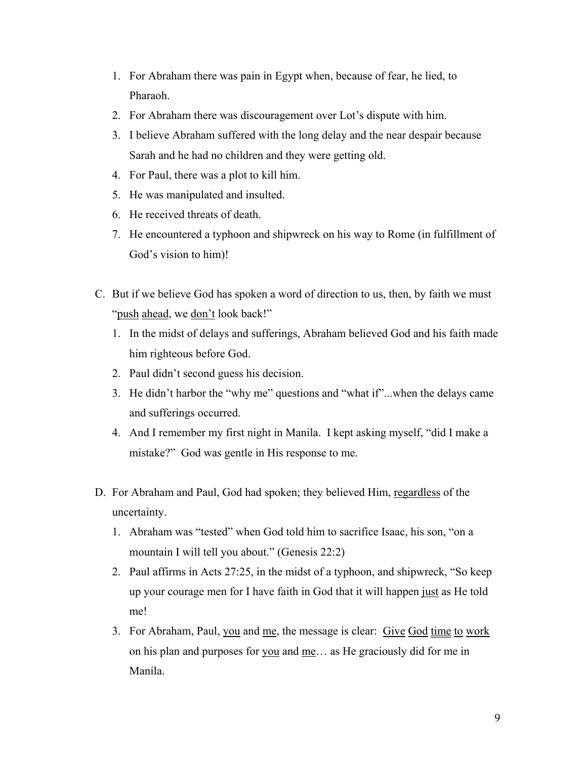1. For Abraham there was pain in Egypt when, because of fear, he lied, to Pharaoh.
2. For Abraham there was discouragement over Lot's dispute with him.
3. I believe Abraham suffered with the long delay and the near despair because Sarah and he had no children and they were getting old.
4. For Paul, there was a plot to kill him.
5. He was manipulated and insulted.
6. He received threats of death.
7. He encountered a typhoon and shipwreck on his way to Rome (in fulfillment of God's vision to him)!

C. But if we believe God has spoken a word of direction to us, then, by faith we must "push ahead, we don't look back!"

1. In the midst of delays and sufferings, Abraham believed God and his faith made him righteous before God.
2. Paul didn't second guess his decision.
3. He didn't harbor the "why me" questions and "what if"...when the delays came and sufferings occurred.
4. And I remember my first night in Manila. I kept asking myself, "did I make a mistake?" God was gentle in His response to me.

D. For Abraham and Paul, God had spoken; they believed Him, regardless of the uncertainty.

1. Abraham was "tested" when God told him to sacrifice Isaac, his son, "on a mountain I will tell you about." (Genesis 22:2)
2. Paul affirms in Acts 27:25, in the midst of a typhoon, and shipwreck, "So keep up your courage men for I have faith in God that it will happen just as He told me!
3. For Abraham, Paul, you and me, the message is clear: Give God time to work on his plan and purposes for you and me… as He graciously did for me in Manila.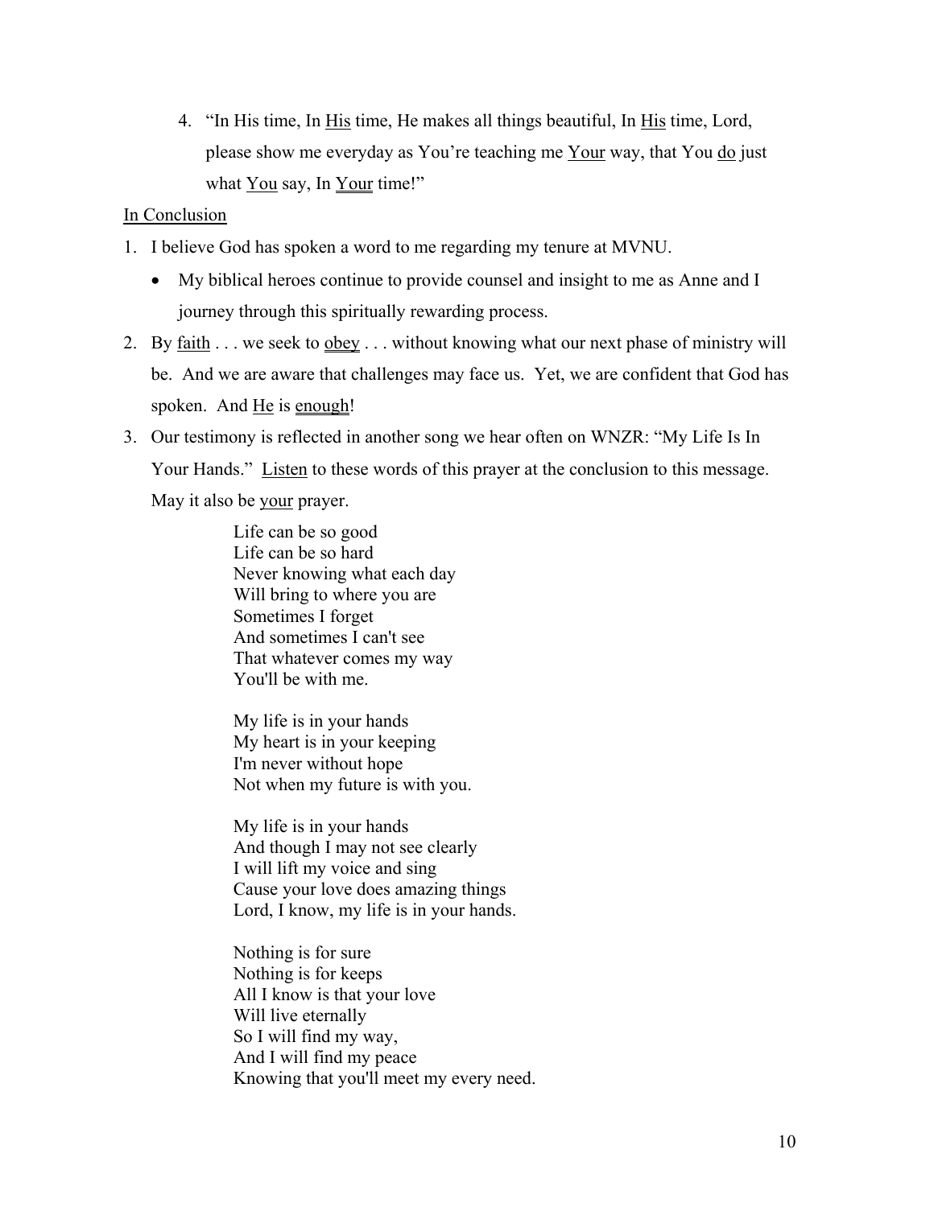4. "In His time, In <u>His</u> time, He makes all things beautiful, In <u>His</u> time, Lord, please show me everyday as You're teaching me <u>Your</u> way, that You <u>do</u> just what <u>You</u> say, In <u>Your</u> time!"

<u>In Conclusion</u>

1. I believe God has spoken a word to me regarding my tenure at MVNU.
   - My biblical heroes continue to provide counsel and insight to me as Anne and I journey through this spiritually rewarding process.
2. By <u>faith</u> . . . we seek to <u>obey</u> . . . without knowing what our next phase of ministry will be. And we are aware that challenges may face us. Yet, we are confident that God has spoken. And <u>He</u> is <u>enough</u>!
3. Our testimony is reflected in another song we hear often on WNZR: "My Life Is In Your Hands." <u>Listen</u> to these words of this prayer at the conclusion to this message. May it also be <u>your</u> prayer.

   Life can be so good  
   Life can be so hard  
   Never knowing what each day  
   Will bring to where you are  
   Sometimes I forget  
   And sometimes I can't see  
   That whatever comes my way  
   You'll be with me.

   My life is in your hands  
   My heart is in your keeping  
   I'm never without hope  
   Not when my future is with you.

   My life is in your hands  
   And though I may not see clearly  
   I will lift my voice and sing  
   Cause your love does amazing things  
   Lord, I know, my life is in your hands.

   Nothing is for sure  
   Nothing is for keeps  
   All I know is that your love  
   Will live eternally  
   So I will find my way,  
   And I will find my peace  
   Knowing that you'll meet my every need.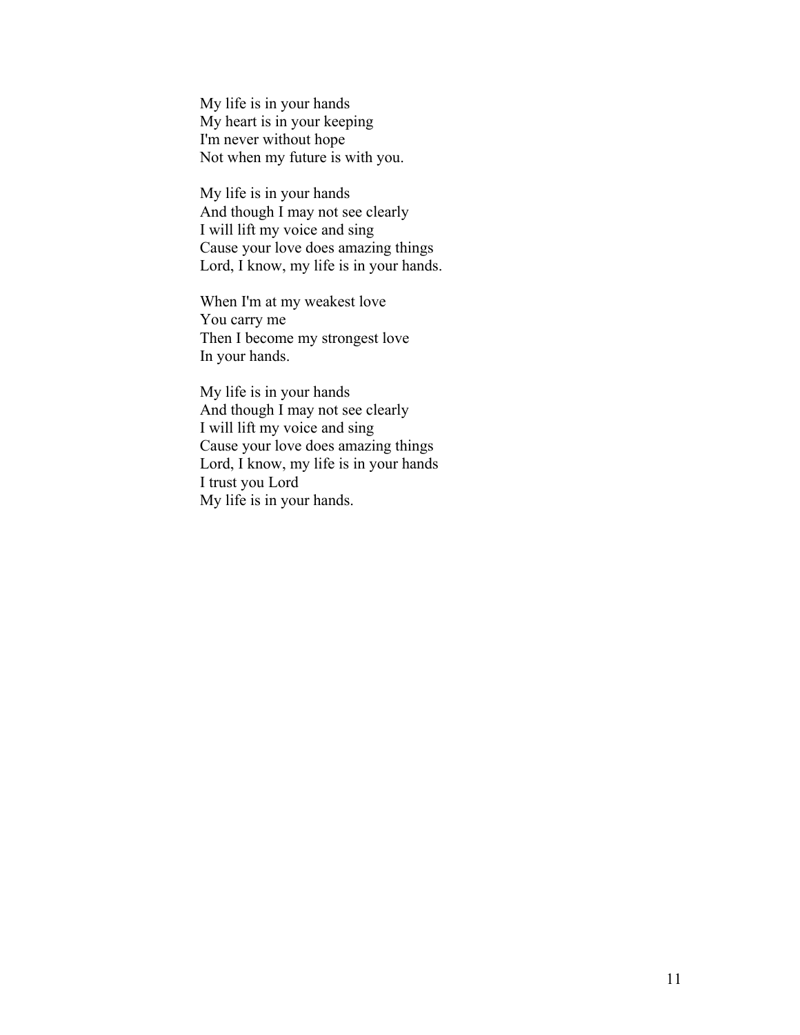My life is in your hands  
My heart is in your keeping  
I'm never without hope  
Not when my future is with you.

My life is in your hands  
And though I may not see clearly  
I will lift my voice and sing  
Cause your love does amazing things  
Lord, I know, my life is in your hands.

When I'm at my weakest love  
You carry me  
Then I become my strongest love  
In your hands.

My life is in your hands  
And though I may not see clearly  
I will lift my voice and sing  
Cause your love does amazing things  
Lord, I know, my life is in your hands  
I trust you Lord  
My life is in your hands.